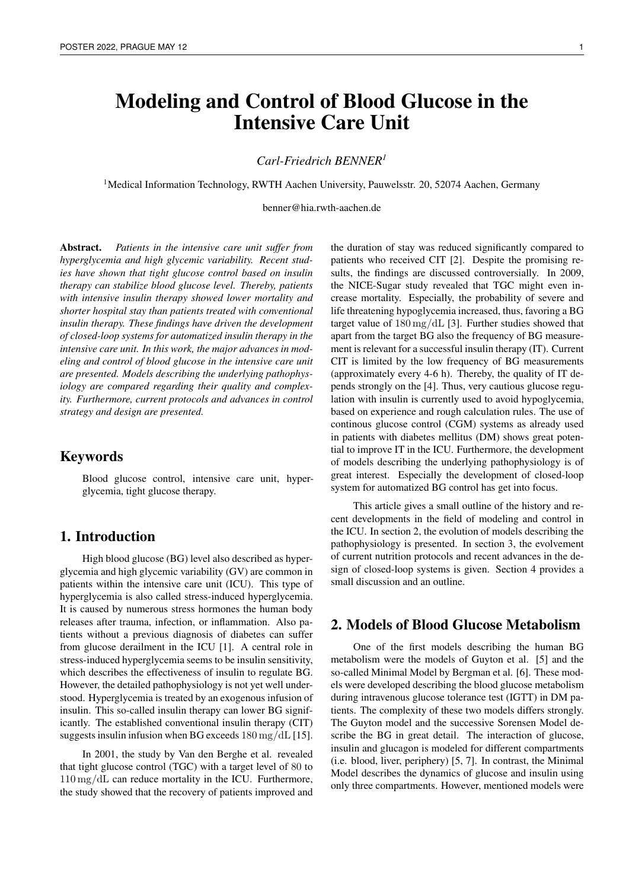# Modeling and Control of Blood Glucose in the Intensive Care Unit

*Carl-Friedrich BENNER[1]*

[1]Medical Information Technology, RWTH Aachen University, Pauwelsstr. 20, 52074 Aachen, Germany

benner@hia.rwth-aachen.de

**Abstract.** *Patients in the intensive care unit suffer from hyperglycemia and high glycemic variability. Recent studies have shown that tight glucose control based on insulin therapy can stabilize blood glucose level. Thereby, patients with intensive insulin therapy showed lower mortality and shorter hospital stay than patients treated with conventional insulin therapy. These findings have driven the development of closed-loop systems for automatized insulin therapy in the intensive care unit. In this work, the major advances in modeling and control of blood glucose in the intensive care unit are presented. Models describing the underlying pathophysiology are compared regarding their quality and complexity. Furthermore, current protocols and advances in control strategy and design are presented.*

## Keywords

Blood glucose control, intensive care unit, hyperglycemia, tight glucose therapy.

## 1. Introduction

High blood glucose (BG) level also described as hyperglycemia and high glycemic variability (GV) are common in patients within the intensive care unit (ICU). This type of hyperglycemia is also called stress-induced hyperglycemia. It is caused by numerous stress hormones the human body releases after trauma, infection, or inflammation. Also patients without a previous diagnosis of diabetes can suffer from glucose derailment in the ICU [1]. A central role in stress-induced hyperglycemia seems to be insulin sensitivity, which describes the effectiveness of insulin to regulate BG. However, the detailed pathophysiology is not yet well understood. Hyperglycemia is treated by an exogenous infusion of insulin. This so-called insulin therapy can lower BG significantly. The established conventional insulin therapy (CIT) suggests insulin infusion when BG exceeds $180\,\mathrm{mg/dL}$ [15].

In 2001, the study by Van den Berghe et al. revealed that tight glucose control (TGC) with a target level of 80 to $110\,\mathrm{mg/dL}$ can reduce mortality in the ICU. Furthermore, the study showed that the recovery of patients improved and the duration of stay was reduced significantly compared to patients who received CIT [2]. Despite the promising results, the findings are discussed controversially. In 2009, the NICE-Sugar study revealed that TGC might even increase mortality. Especially, the probability of severe and life threatening hypoglycemia increased, thus, favoring a BG target value of $180\,\mathrm{mg/dL}$ [3]. Further studies showed that apart from the target BG also the frequency of BG measurement is relevant for a successful insulin therapy (IT). Current CIT is limited by the low frequency of BG measurements (approximately every 4-6 h). Thereby, the quality of IT depends strongly on the [4]. Thus, very cautious glucose regulation with insulin is currently used to avoid hypoglycemia, based on experience and rough calculation rules. The use of continous glucose control (CGM) systems as already used in patients with diabetes mellitus (DM) shows great potential to improve IT in the ICU. Furthermore, the development of models describing the underlying pathophysiology is of great interest. Especially the development of closed-loop system for automatized BG control has get into focus.

This article gives a small outline of the history and recent developments in the field of modeling and control in the ICU. In section 2, the evolution of models describing the pathophysiology is presented. In section 3, the evolvement of current nutrition protocols and recent advances in the design of closed-loop systems is given. Section 4 provides a small discussion and an outline.

## 2. Models of Blood Glucose Metabolism

One of the first models describing the human BG metabolism were the models of Guyton et al. [5] and the so-called Minimal Model by Bergman et al. [6]. These models were developed describing the blood glucose metabolism during intravenous glucose tolerance test (IGTT) in DM patients. The complexity of these two models differs strongly. The Guyton model and the successive Sorensen Model describe the BG in great detail. The interaction of glucose, insulin and glucagon is modeled for different compartments (i.e. blood, liver, periphery) [5, 7]. In contrast, the Minimal Model describes the dynamics of glucose and insulin using only three compartments. However, mentioned models were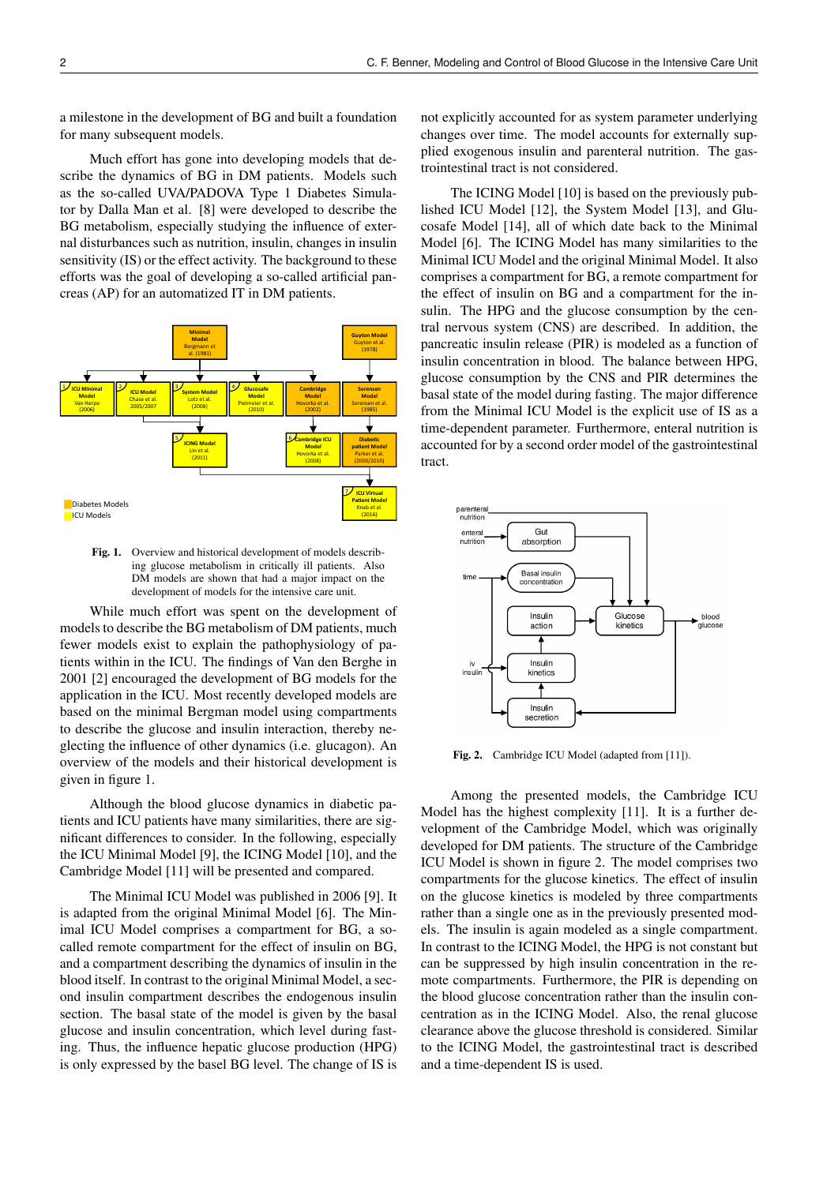a milestone in the development of BG and built a foundation for many subsequent models.

Much effort has gone into developing models that describe the dynamics of BG in DM patients. Models such as the so-called UVA/PADOVA Type 1 Diabetes Simulator by Dalla Man et al. [8] were developed to describe the BG metabolism, especially studying the influence of external disturbances such as nutrition, insulin, changes in insulin sensitivity (IS) or the effect activity. The background to these efforts was the goal of developing a so-called artificial pancreas (AP) for an automatized IT in DM patients.

Minimal Model
Bergmann et al. (1981)

Guyton Model
Guyton et al. (1978)

1 ICU Minimal Model
Van Herpe (2006)

2 ICU Model
Chase et al. 2005/2007

3 System Model
Lotz et al. (2008)

4 Glucosafe Model
Pielmeier et al. (2010)

Cambridge Model
Hovorka et al. (2002)

Sorensen Model
Sorensen et al. (1985)

5 ICING Model
Lin et al. (2011)

6 Cambridge ICU Model
Hovorka et al. (2008)

Diabetic patient Model
Parker et al. (2000/2010)

7 ICU Virtual Patient Model
Knab et al. (2016)

Diabetes Models
ICU Models

**Fig. 1.** Overview and historical development of models describing glucose metabolism in critically ill patients. Also DM models are shown that had a major impact on the development of models for the intensive care unit.

While much effort was spent on the development of models to describe the BG metabolism of DM patients, much fewer models exist to explain the pathophysiology of patients within in the ICU. The findings of Van den Berghe in 2001 [2] encouraged the development of BG models for the application in the ICU. Most recently developed models are based on the minimal Bergman model using compartments to describe the glucose and insulin interaction, thereby neglecting the influence of other dynamics (i.e. glucagon). An overview of the models and their historical development is given in figure 1.

Although the blood glucose dynamics in diabetic patients and ICU patients have many similarities, there are significant differences to consider. In the following, especially the ICU Minimal Model [9], the ICING Model [10], and the Cambridge Model [11] will be presented and compared.

The Minimal ICU Model was published in 2006 [9]. It is adapted from the original Minimal Model [6]. The Minimal ICU Model comprises a compartment for BG, a so-called remote compartment for the effect of insulin on BG, and a compartment describing the dynamics of insulin in the blood itself. In contrast to the original Minimal Model, a second insulin compartment describes the endogenous insulin section. The basal state of the model is given by the basal glucose and insulin concentration, which level during fasting. Thus, the influence hepatic glucose production (HPG) is only expressed by the basel BG level. The change of IS is not explicitly accounted for as system parameter underlying changes over time. The model accounts for externally supplied exogenous insulin and parenteral nutrition. The gastrointestinal tract is not considered.

The ICING Model [10] is based on the previously published ICU Model [12], the System Model [13], and Glucosafe Model [14], all of which date back to the Minimal Model [6]. The ICING Model has many similarities to the Minimal ICU Model and the original Minimal Model. It also comprises a compartment for BG, a remote compartment for the effect of insulin on BG and a compartment for the insulin. The HPG and the glucose consumption by the central nervous system (CNS) are described. In addition, the pancreatic insulin release (PIR) is modeled as a function of insulin concentration in blood. The balance between HPG, glucose consumption by the CNS and PIR determines the basal state of the model during fasting. The major difference from the Minimal ICU Model is the explicit use of IS as a time-dependent parameter. Furthermore, enteral nutrition is accounted for by a second order model of the gastrointestinal tract.

parenteral nutrition
enteral nutrition
Gut absorption
time
Basal insulin concentration
Insulin action
Glucose kinetics
blood glucose
iv insulin
Insulin kinetics
Insulin secretion

**Fig. 2.** Cambridge ICU Model (adapted from [11]).

Among the presented models, the Cambridge ICU Model has the highest complexity [11]. It is a further development of the Cambridge Model, which was originally developed for DM patients. The structure of the Cambridge ICU Model is shown in figure 2. The model comprises two compartments for the glucose kinetics. The effect of insulin on the glucose kinetics is modeled by three compartments rather than a single one as in the previously presented models. The insulin is again modeled as a single compartment. In contrast to the ICING Model, the HPG is not constant but can be suppressed by high insulin concentration in the remote compartments. Furthermore, the PIR is depending on the blood glucose concentration rather than the insulin concentration as in the ICING Model. Also, the renal glucose clearance above the glucose threshold is considered. Similar to the ICING Model, the gastrointestinal tract is described and a time-dependent IS is used.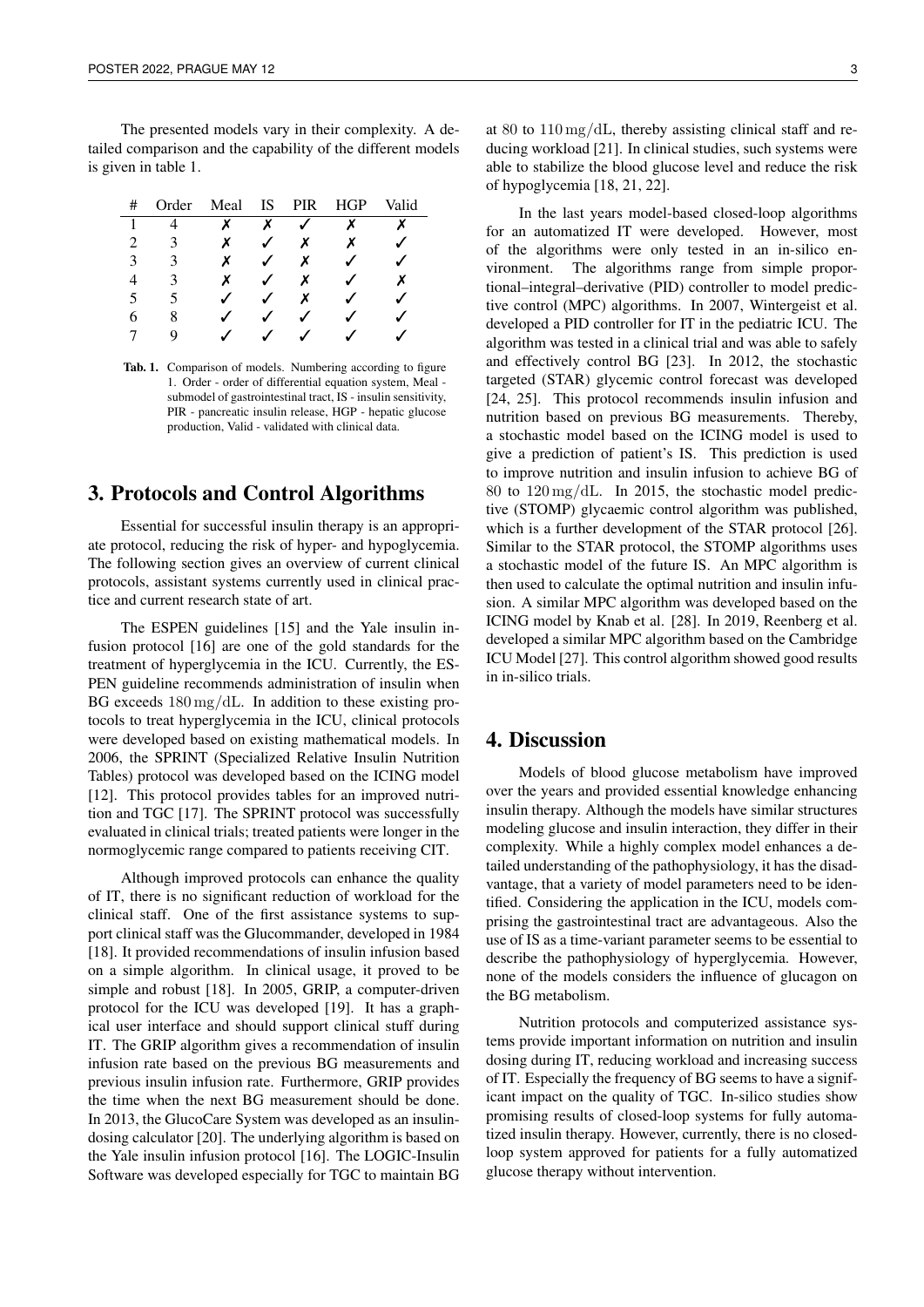The presented models vary in their complexity. A detailed comparison and the capability of the different models is given in table 1.

| # | Order | Meal | IS | PIR | HGP | Valid |
|---|---|---|---|---|---|---|
| 1 | 4 | ✗ | ✗ | ✓ | ✗ | ✗ |
| 2 | 3 | ✗ | ✓ | ✗ | ✗ | ✓ |
| 3 | 3 | ✗ | ✓ | ✗ | ✓ | ✓ |
| 4 | 3 | ✗ | ✓ | ✗ | ✓ | ✗ |
| 5 | 5 | ✓ | ✓ | ✗ | ✓ | ✓ |
| 6 | 8 | ✓ | ✓ | ✓ | ✓ | ✓ |
| 7 | 9 | ✓ | ✓ | ✓ | ✓ | ✓ |

**Tab. 1.** Comparison of models. Numbering according to figure 1. Order - order of differential equation system, Meal - submodel of gastrointestinal tract, IS - insulin sensitivity, PIR - pancreatic insulin release, HGP - hepatic glucose production, Valid - validated with clinical data.

## 3. Protocols and Control Algorithms

Essential for successful insulin therapy is an appropriate protocol, reducing the risk of hyper- and hypoglycemia. The following section gives an overview of current clinical protocols, assistant systems currently used in clinical practice and current research state of art.

The ESPEN guidelines [15] and the Yale insulin infusion protocol [16] are one of the gold standards for the treatment of hyperglycemia in the ICU. Currently, the ESPEN guideline recommends administration of insulin when BG exceeds $180\,\mathrm{mg/dL}$. In addition to these existing protocols to treat hyperglycemia in the ICU, clinical protocols were developed based on existing mathematical models. In 2006, the SPRINT (Specialized Relative Insulin Nutrition Tables) protocol was developed based on the ICING model [12]. This protocol provides tables for an improved nutrition and TGC [17]. The SPRINT protocol was successfully evaluated in clinical trials; treated patients were longer in the normoglycemic range compared to patients receiving CIT.

Although improved protocols can enhance the quality of IT, there is no significant reduction of workload for the clinical staff. One of the first assistance systems to support clinical staff was the Glucommander, developed in 1984 [18]. It provided recommendations of insulin infusion based on a simple algorithm. In clinical usage, it proved to be simple and robust [18]. In 2005, GRIP, a computer-driven protocol for the ICU was developed [19]. It has a graphical user interface and should support clinical stuff during IT. The GRIP algorithm gives a recommendation of insulin infusion rate based on the previous BG measurements and previous insulin infusion rate. Furthermore, GRIP provides the time when the next BG measurement should be done. In 2013, the GlucoCare System was developed as an insulin-dosing calculator [20]. The underlying algorithm is based on the Yale insulin infusion protocol [16]. The LOGIC-Insulin Software was developed especially for TGC to maintain BG at $80$ to $110\,\mathrm{mg/dL}$, thereby assisting clinical staff and reducing workload [21]. In clinical studies, such systems were able to stabilize the blood glucose level and reduce the risk of hypoglycemia [18, 21, 22].

In the last years model-based closed-loop algorithms for an automatized IT were developed. However, most of the algorithms were only tested in an in-silico environment. The algorithms range from simple proportional–integral–derivative (PID) controller to model predictive control (MPC) algorithms. In 2007, Wintergeist et al. developed a PID controller for IT in the pediatric ICU. The algorithm was tested in a clinical trial and was able to safely and effectively control BG [23]. In 2012, the stochastic targeted (STAR) glycemic control forecast was developed [24, 25]. This protocol recommends insulin infusion and nutrition based on previous BG measurements. Thereby, a stochastic model based on the ICING model is used to give a prediction of patient's IS. This prediction is used to improve nutrition and insulin infusion to achieve BG of $80$ to $120\,\mathrm{mg/dL}$. In 2015, the stochastic model predictive (STOMP) glycaemic control algorithm was published, which is a further development of the STAR protocol [26]. Similar to the STAR protocol, the STOMP algorithms uses a stochastic model of the future IS. An MPC algorithm is then used to calculate the optimal nutrition and insulin infusion. A similar MPC algorithm was developed based on the ICING model by Knab et al. [28]. In 2019, Reenberg et al. developed a similar MPC algorithm based on the Cambridge ICU Model [27]. This control algorithm showed good results in in-silico trials.

## 4. Discussion

Models of blood glucose metabolism have improved over the years and provided essential knowledge enhancing insulin therapy. Although the models have similar structures modeling glucose and insulin interaction, they differ in their complexity. While a highly complex model enhances a detailed understanding of the pathophysiology, it has the disadvantage, that a variety of model parameters need to be identified. Considering the application in the ICU, models comprising the gastrointestinal tract are advantageous. Also the use of IS as a time-variant parameter seems to be essential to describe the pathophysiology of hyperglycemia. However, none of the models considers the influence of glucagon on the BG metabolism.

Nutrition protocols and computerized assistance systems provide important information on nutrition and insulin dosing during IT, reducing workload and increasing success of IT. Especially the frequency of BG seems to have a significant impact on the quality of TGC. In-silico studies show promising results of closed-loop systems for fully automatized insulin therapy. However, currently, there is no closed-loop system approved for patients for a fully automatized glucose therapy without intervention.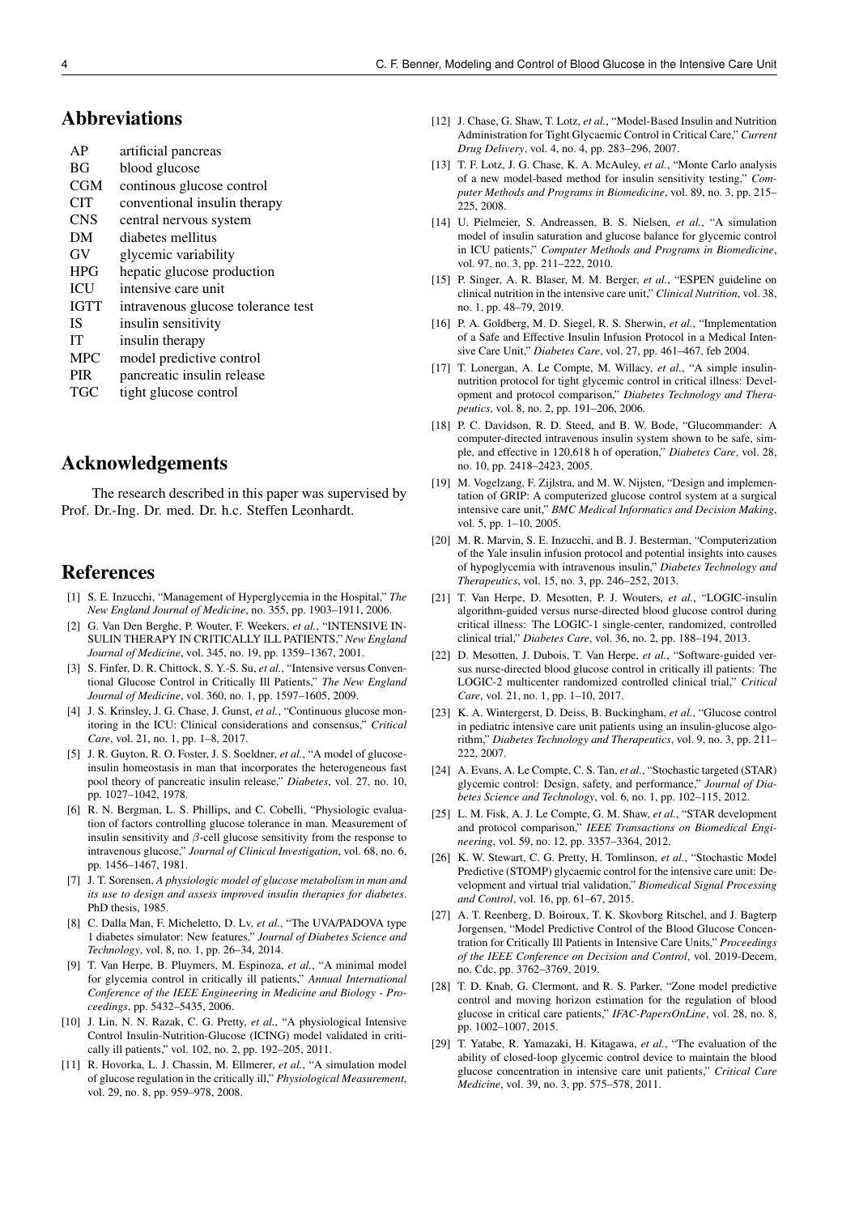## Abbreviations

| | |
|---|---|
| AP | artificial pancreas |
| BG | blood glucose |
| CGM | continous glucose control |
| CIT | conventional insulin therapy |
| CNS | central nervous system |
| DM | diabetes mellitus |
| GV | glycemic variability |
| HPG | hepatic glucose production |
| ICU | intensive care unit |
| IGTT | intravenous glucose tolerance test |
| IS | insulin sensitivity |
| IT | insulin therapy |
| MPC | model predictive control |
| PIR | pancreatic insulin release |
| TGC | tight glucose control |

## Acknowledgements

The research described in this paper was supervised by Prof. Dr.-Ing. Dr. med. Dr. h.c. Steffen Leonhardt.

## References

[1] S. E. Inzucchi, "Management of Hyperglycemia in the Hospital," *The New England Journal of Medicine*, no. 355, pp. 1903–1911, 2006.

[2] G. Van Den Berghe, P. Wouter, F. Weekers, *et al.*, "INTENSIVE INSULIN THERAPY IN CRITICALLY ILL PATIENTS," *New England Journal of Medicine*, vol. 345, no. 19, pp. 1359–1367, 2001.

[3] S. Finfer, D. R. Chittock, S. Y.-S. Su, *et al.*, "Intensive versus Conventional Glucose Control in Critically Ill Patients," *The New England Journal of Medicine*, vol. 360, no. 1, pp. 1597–1605, 2009.

[4] J. S. Krinsley, J. G. Chase, J. Gunst, *et al.*, "Continuous glucose monitoring in the ICU: Clinical considerations and consensus," *Critical Care*, vol. 21, no. 1, pp. 1–8, 2017.

[5] J. R. Guyton, R. O. Foster, J. S. Soeldner, *et al.*, "A model of glucose-insulin homeostasis in man that incorporates the heterogeneous fast pool theory of pancreatic insulin release," *Diabetes*, vol. 27, no. 10, pp. 1027–1042, 1978.

[6] R. N. Bergman, L. S. Phillips, and C. Cobelli, "Physiologic evaluation of factors controlling glucose tolerance in man. Measurement of insulin sensitivity and $\beta$-cell glucose sensitivity from the response to intravenous glucose," *Journal of Clinical Investigation*, vol. 68, no. 6, pp. 1456–1467, 1981.

[7] J. T. Sorensen, *A physiologic model of glucose metabolism in man and its use to design and assess improved insulin therapies for diabetes*. PhD thesis, 1985.

[8] C. Dalla Man, F. Micheletto, D. Lv, *et al.*, "The UVA/PADOVA type 1 diabetes simulator: New features," *Journal of Diabetes Science and Technology*, vol. 8, no. 1, pp. 26–34, 2014.

[9] T. Van Herpe, B. Pluymers, M. Espinoza, *et al.*, "A minimal model for glycemia control in critically ill patients," *Annual International Conference of the IEEE Engineering in Medicine and Biology - Proceedings*, pp. 5432–5435, 2006.

[10] J. Lin, N. N. Razak, C. G. Pretty, *et al.*, "A physiological Intensive Control Insulin-Nutrition-Glucose (ICING) model validated in critically ill patients," vol. 102, no. 2, pp. 192–205, 2011.

[11] R. Hovorka, L. J. Chassin, M. Ellmerer, *et al.*, "A simulation model of glucose regulation in the critically ill," *Physiological Measurement*, vol. 29, no. 8, pp. 959–978, 2008.

[12] J. Chase, G. Shaw, T. Lotz, *et al.*, "Model-Based Insulin and Nutrition Administration for Tight Glycaemic Control in Critical Care," *Current Drug Delivery*, vol. 4, no. 4, pp. 283–296, 2007.

[13] T. F. Lotz, J. G. Chase, K. A. McAuley, *et al.*, "Monte Carlo analysis of a new model-based method for insulin sensitivity testing," *Computer Methods and Programs in Biomedicine*, vol. 89, no. 3, pp. 215–225, 2008.

[14] U. Pielmeier, S. Andreassen, B. S. Nielsen, *et al.*, "A simulation model of insulin saturation and glucose balance for glycemic control in ICU patients," *Computer Methods and Programs in Biomedicine*, vol. 97, no. 3, pp. 211–222, 2010.

[15] P. Singer, A. R. Blaser, M. M. Berger, *et al.*, "ESPEN guideline on clinical nutrition in the intensive care unit," *Clinical Nutrition*, vol. 38, no. 1, pp. 48–79, 2019.

[16] P. A. Goldberg, M. D. Siegel, R. S. Sherwin, *et al.*, "Implementation of a Safe and Effective Insulin Infusion Protocol in a Medical Intensive Care Unit," *Diabetes Care*, vol. 27, pp. 461–467, feb 2004.

[17] T. Lonergan, A. Le Compte, M. Willacy, *et al.*, "A simple insulin-nutrition protocol for tight glycemic control in critical illness: Development and protocol comparison," *Diabetes Technology and Therapeutics*, vol. 8, no. 2, pp. 191–206, 2006.

[18] P. C. Davidson, R. D. Steed, and B. W. Bode, "Glucommander: A computer-directed intravenous insulin system shown to be safe, simple, and effective in 120,618 h of operation," *Diabetes Care*, vol. 28, no. 10, pp. 2418–2423, 2005.

[19] M. Vogelzang, F. Zijlstra, and M. W. Nijsten, "Design and implementation of GRIP: A computerized glucose control system at a surgical intensive care unit," *BMC Medical Informatics and Decision Making*, vol. 5, pp. 1–10, 2005.

[20] M. R. Marvin, S. E. Inzucchi, and B. J. Besterman, "Computerization of the Yale insulin infusion protocol and potential insights into causes of hypoglycemia with intravenous insulin," *Diabetes Technology and Therapeutics*, vol. 15, no. 3, pp. 246–252, 2013.

[21] T. Van Herpe, D. Mesotten, P. J. Wouters, *et al.*, "LOGIC-insulin algorithm-guided versus nurse-directed blood glucose control during critical illness: The LOGIC-1 single-center, randomized, controlled clinical trial," *Diabetes Care*, vol. 36, no. 2, pp. 188–194, 2013.

[22] D. Mesotten, J. Dubois, T. Van Herpe, *et al.*, "Software-guided versus nurse-directed blood glucose control in critically ill patients: The LOGIC-2 multicenter randomized controlled clinical trial," *Critical Care*, vol. 21, no. 1, pp. 1–10, 2017.

[23] K. A. Wintergerst, D. Deiss, B. Buckingham, *et al.*, "Glucose control in pediatric intensive care unit patients using an insulin-glucose algorithm," *Diabetes Technology and Therapeutics*, vol. 9, no. 3, pp. 211–222, 2007.

[24] A. Evans, A. Le Compte, C. S. Tan, *et al.*, "Stochastic targeted (STAR) glycemic control: Design, safety, and performance," *Journal of Diabetes Science and Technology*, vol. 6, no. 1, pp. 102–115, 2012.

[25] L. M. Fisk, A. J. Le Compte, G. M. Shaw, *et al.*, "STAR development and protocol comparison," *IEEE Transactions on Biomedical Engineering*, vol. 59, no. 12, pp. 3357–3364, 2012.

[26] K. W. Stewart, C. G. Pretty, H. Tomlinson, *et al.*, "Stochastic Model Predictive (STOMP) glycaemic control for the intensive care unit: Development and virtual trial validation," *Biomedical Signal Processing and Control*, vol. 16, pp. 61–67, 2015.

[27] A. T. Reenberg, D. Boiroux, T. K. Skovborg Ritschel, and J. Bagterp Jorgensen, "Model Predictive Control of the Blood Glucose Concentration for Critically Ill Patients in Intensive Care Units," *Proceedings of the IEEE Conference on Decision and Control*, vol. 2019-Decem, no. Cdc, pp. 3762–3769, 2019.

[28] T. D. Knab, G. Clermont, and R. S. Parker, "Zone model predictive control and moving horizon estimation for the regulation of blood glucose in critical care patients," *IFAC-PapersOnLine*, vol. 28, no. 8, pp. 1002–1007, 2015.

[29] T. Yatabe, R. Yamazaki, H. Kitagawa, *et al.*, "The evaluation of the ability of closed-loop glycemic control device to maintain the blood glucose concentration in intensive care unit patients," *Critical Care Medicine*, vol. 39, no. 3, pp. 575–578, 2011.